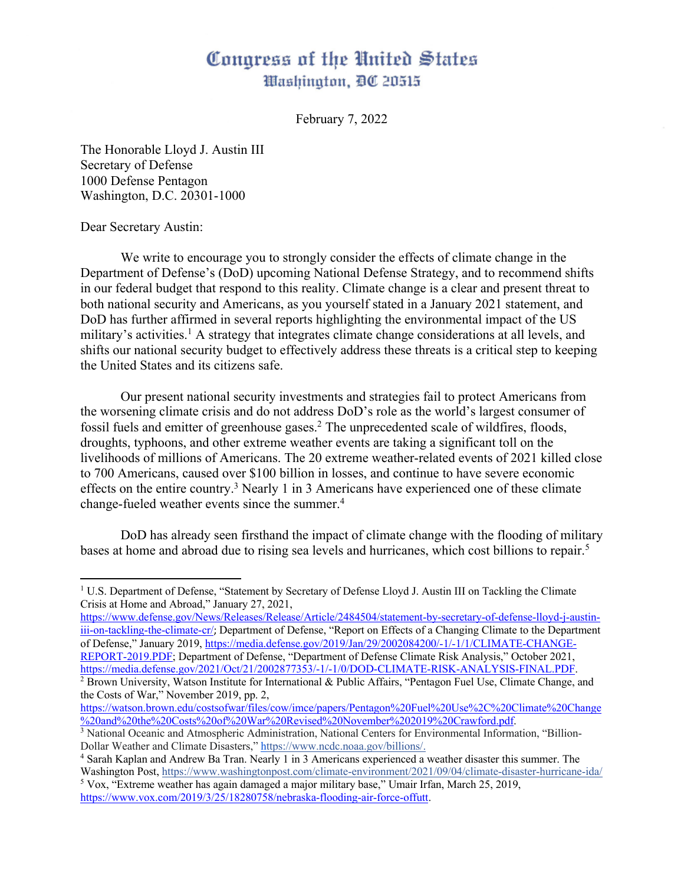# Congress of the United States
## Washington, DC 20515

February 7, 2022

The Honorable Lloyd J. Austin III
Secretary of Defense
1000 Defense Pentagon
Washington, D.C. 20301-1000

Dear Secretary Austin:

We write to encourage you to strongly consider the effects of climate change in the Department of Defense's (DoD) upcoming National Defense Strategy, and to recommend shifts in our federal budget that respond to this reality. Climate change is a clear and present threat to both national security and Americans, as you yourself stated in a January 2021 statement, and DoD has further affirmed in several reports highlighting the environmental impact of the US military's activities.[1] A strategy that integrates climate change considerations at all levels, and shifts our national security budget to effectively address these threats is a critical step to keeping the United States and its citizens safe.

Our present national security investments and strategies fail to protect Americans from the worsening climate crisis and do not address DoD's role as the world's largest consumer of fossil fuels and emitter of greenhouse gases.[2] The unprecedented scale of wildfires, floods, droughts, typhoons, and other extreme weather events are taking a significant toll on the livelihoods of millions of Americans. The 20 extreme weather-related events of 2021 killed close to 700 Americans, caused over $100 billion in losses, and continue to have severe economic effects on the entire country.[3] Nearly 1 in 3 Americans have experienced one of these climate change-fueled weather events since the summer.[4]

DoD has already seen firsthand the impact of climate change with the flooding of military bases at home and abroad due to rising sea levels and hurricanes, which cost billions to repair.[5]

---

[1] U.S. Department of Defense, "Statement by Secretary of Defense Lloyd J. Austin III on Tackling the Climate Crisis at Home and Abroad," January 27, 2021, https://www.defense.gov/News/Releases/Release/Article/2484504/statement-by-secretary-of-defense-lloyd-j-austin-iii-on-tackling-the-climate-cr/; Department of Defense, "Report on Effects of a Changing Climate to the Department of Defense," January 2019, https://media.defense.gov/2019/Jan/29/2002084200/-1/-1/1/CLIMATE-CHANGE-REPORT-2019.PDF; Department of Defense, "Department of Defense Climate Risk Analysis," October 2021, https://media.defense.gov/2021/Oct/21/2002877353/-1/-1/0/DOD-CLIMATE-RISK-ANALYSIS-FINAL.PDF.

[2] Brown University, Watson Institute for International & Public Affairs, "Pentagon Fuel Use, Climate Change, and the Costs of War," November 2019, pp. 2, https://watson.brown.edu/costsofwar/files/cow/imce/papers/Pentagon%20Fuel%20Use%2C%20Climate%20Change%20and%20the%20Costs%20of%20War%20Revised%20November%202019%20Crawford.pdf.

[3] National Oceanic and Atmospheric Administration, National Centers for Environmental Information, "Billion-Dollar Weather and Climate Disasters," https://www.ncdc.noaa.gov/billions/.

[4] Sarah Kaplan and Andrew Ba Tran. Nearly 1 in 3 Americans experienced a weather disaster this summer. The Washington Post, https://www.washingtonpost.com/climate-environment/2021/09/04/climate-disaster-hurricane-ida/

[5] Vox, "Extreme weather has again damaged a major military base," Umair Irfan, March 25, 2019, https://www.vox.com/2019/3/25/18280758/nebraska-flooding-air-force-offutt.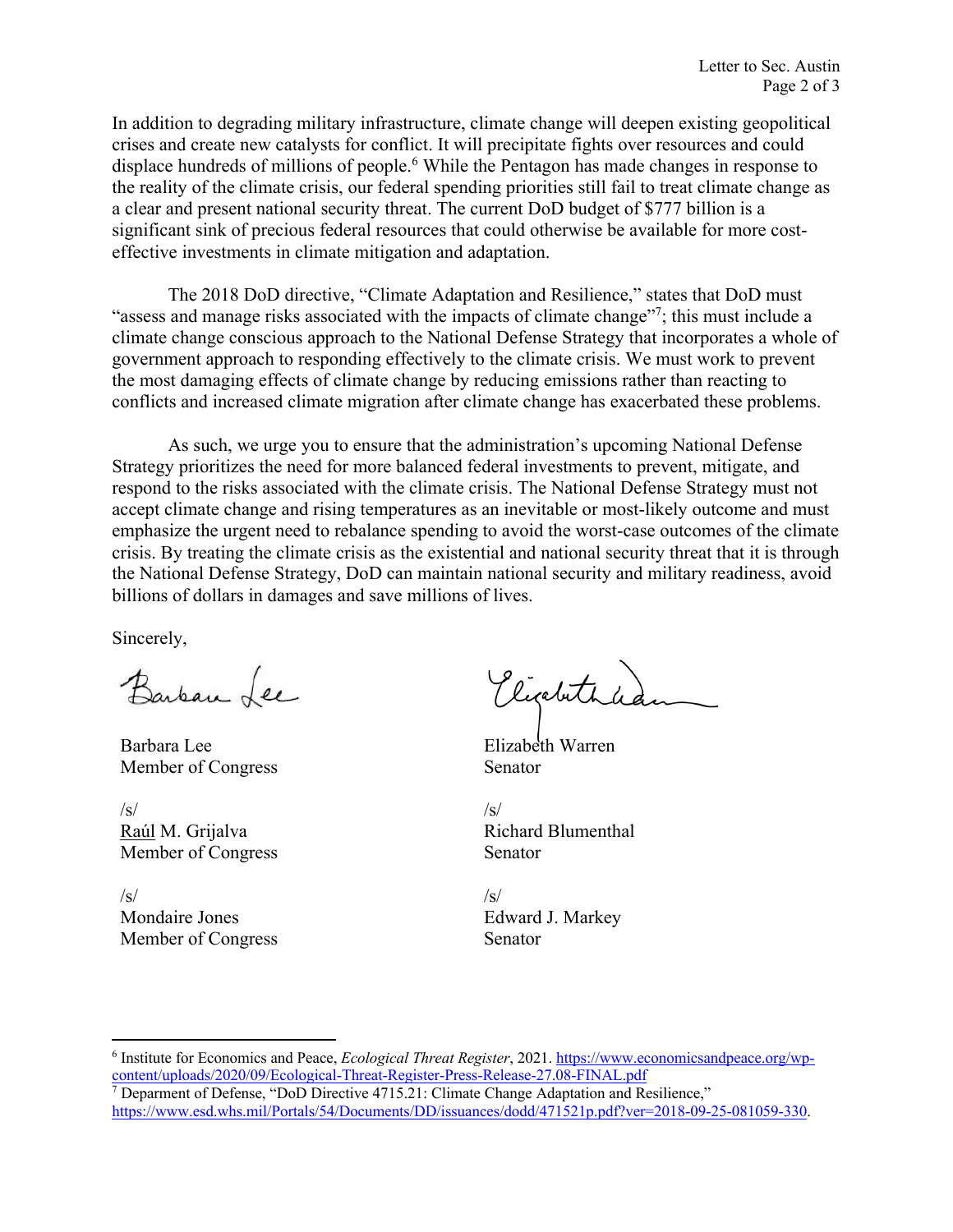In addition to degrading military infrastructure, climate change will deepen existing geopolitical crises and create new catalysts for conflict. It will precipitate fights over resources and could displace hundreds of millions of people.[6] While the Pentagon has made changes in response to the reality of the climate crisis, our federal spending priorities still fail to treat climate change as a clear and present national security threat. The current DoD budget of $777 billion is a significant sink of precious federal resources that could otherwise be available for more cost-effective investments in climate mitigation and adaptation.

The 2018 DoD directive, "Climate Adaptation and Resilience," states that DoD must "assess and manage risks associated with the impacts of climate change"[7]; this must include a climate change conscious approach to the National Defense Strategy that incorporates a whole of government approach to responding effectively to the climate crisis. We must work to prevent the most damaging effects of climate change by reducing emissions rather than reacting to conflicts and increased climate migration after climate change has exacerbated these problems.

As such, we urge you to ensure that the administration's upcoming National Defense Strategy prioritizes the need for more balanced federal investments to prevent, mitigate, and respond to the risks associated with the climate crisis. The National Defense Strategy must not accept climate change and rising temperatures as an inevitable or most-likely outcome and must emphasize the urgent need to rebalance spending to avoid the worst-case outcomes of the climate crisis. By treating the climate crisis as the existential and national security threat that it is through the National Defense Strategy, DoD can maintain national security and military readiness, avoid billions of dollars in damages and save millions of lives.

Sincerely,

Barbara Lee
Member of Congress

Elizabeth Warren
Senator

/s/
Raúl M. Grijalva
Member of Congress

/s/
Richard Blumenthal
Senator

/s/
Mondaire Jones
Member of Congress

/s/
Edward J. Markey
Senator

---

[6] Institute for Economics and Peace, *Ecological Threat Register*, 2021. https://www.economicsandpeace.org/wp-content/uploads/2020/09/Ecological-Threat-Register-Press-Release-27.08-FINAL.pdf

[7] Deparment of Defense, "DoD Directive 4715.21: Climate Change Adaptation and Resilience," https://www.esd.whs.mil/Portals/54/Documents/DD/issuances/dodd/471521p.pdf?ver=2018-09-25-081059-330.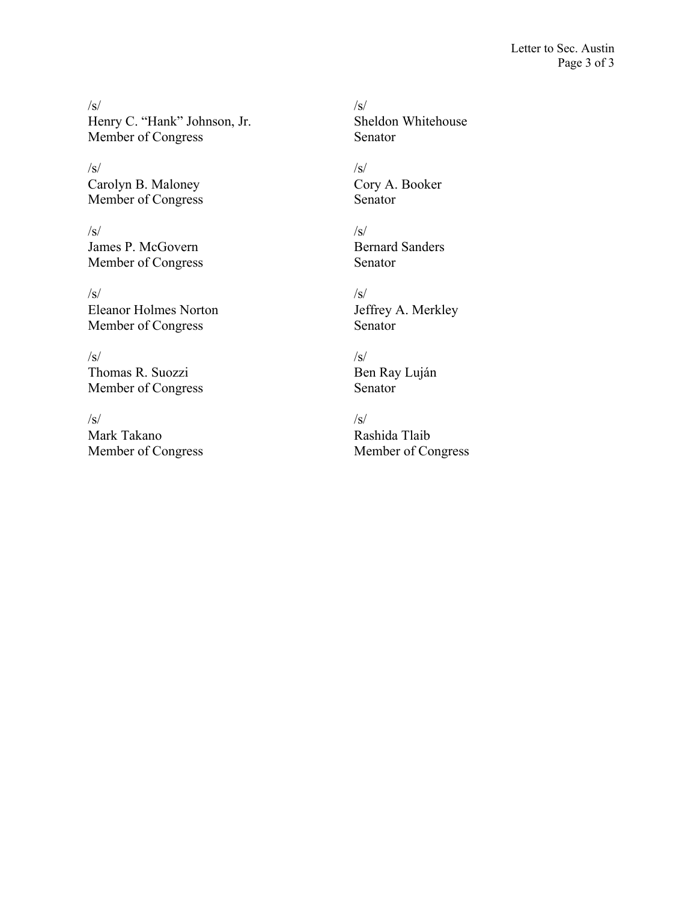/s/
Henry C. "Hank" Johnson, Jr.
Member of Congress

/s/
Carolyn B. Maloney
Member of Congress

/s/
James P. McGovern
Member of Congress

/s/
Eleanor Holmes Norton
Member of Congress

/s/
Thomas R. Suozzi
Member of Congress

/s/
Mark Takano
Member of Congress

/s/
Sheldon Whitehouse
Senator

/s/
Cory A. Booker
Senator

/s/
Bernard Sanders
Senator

/s/
Jeffrey A. Merkley
Senator

/s/
Ben Ray Luján
Senator

/s/
Rashida Tlaib
Member of Congress